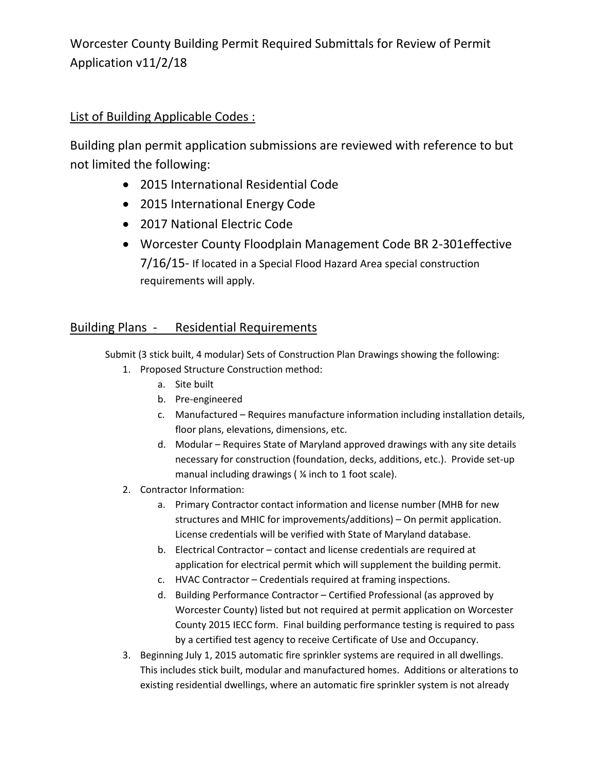# Worcester County Building Permit Required Submittals for Review of Permit Application v11/2/18

## List of Building Applicable Codes :

Building plan permit application submissions are reviewed with reference to but not limited the following:

- 2015 International Residential Code
- 2015 International Energy Code
- 2017 National Electric Code
- Worcester County Floodplain Management Code BR 2-301effective 7/16/15- If located in a Special Flood Hazard Area special construction requirements will apply.

## Building Plans - Residential Requirements

Submit (3 stick built, 4 modular) Sets of Construction Plan Drawings showing the following:

1. Proposed Structure Construction method:
   a. Site built
   b. Pre-engineered
   c. Manufactured – Requires manufacture information including installation details, floor plans, elevations, dimensions, etc.
   d. Modular – Requires State of Maryland approved drawings with any site details necessary for construction (foundation, decks, additions, etc.). Provide set-up manual including drawings ( ¼ inch to 1 foot scale).
2. Contractor Information:
   a. Primary Contractor contact information and license number (MHB for new structures and MHIC for improvements/additions) – On permit application. License credentials will be verified with State of Maryland database.
   b. Electrical Contractor – contact and license credentials are required at application for electrical permit which will supplement the building permit.
   c. HVAC Contractor – Credentials required at framing inspections.
   d. Building Performance Contractor – Certified Professional (as approved by Worcester County) listed but not required at permit application on Worcester County 2015 IECC form. Final building performance testing is required to pass by a certified test agency to receive Certificate of Use and Occupancy.
3. Beginning July 1, 2015 automatic fire sprinkler systems are required in all dwellings. This includes stick built, modular and manufactured homes. Additions or alterations to existing residential dwellings, where an automatic fire sprinkler system is not already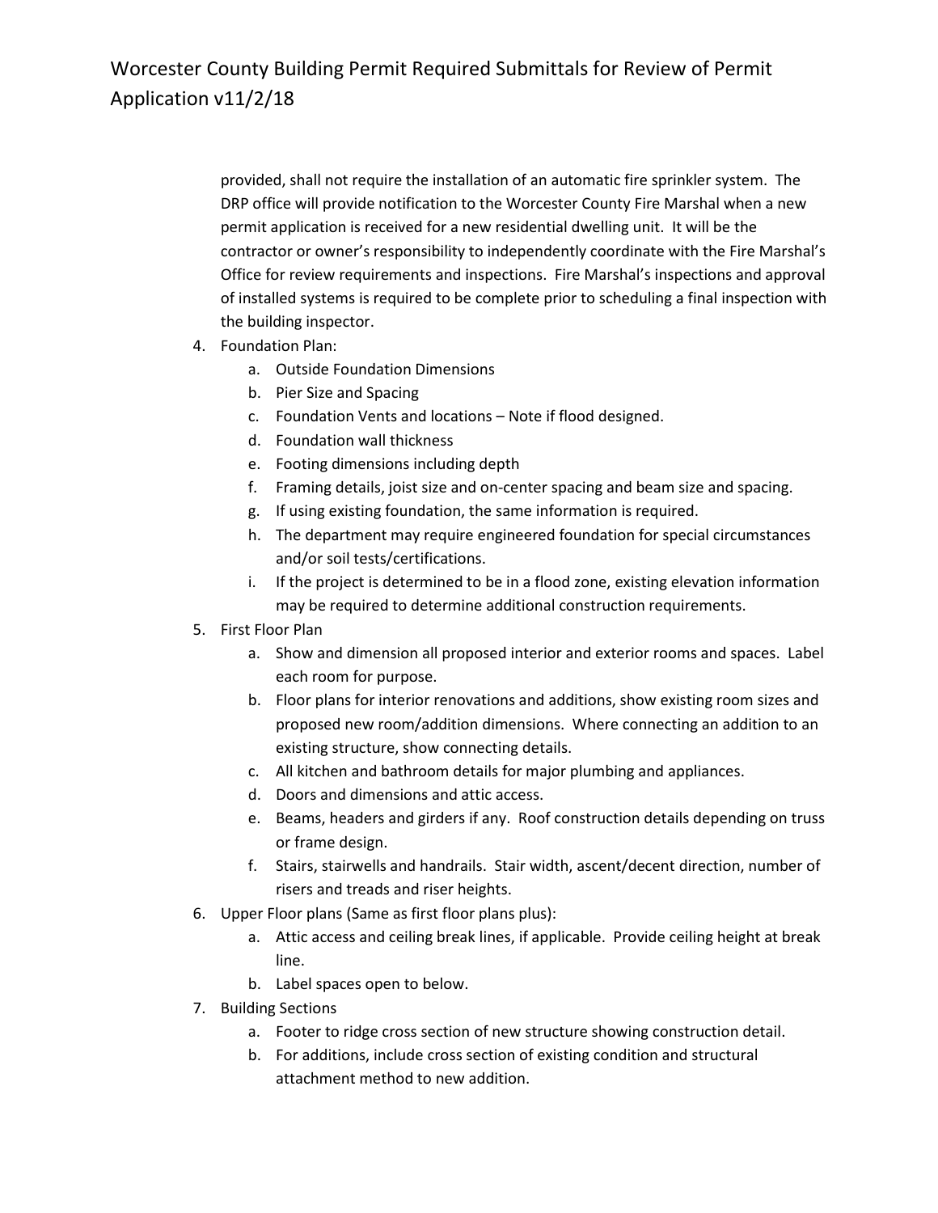provided, shall not require the installation of an automatic fire sprinkler system. The DRP office will provide notification to the Worcester County Fire Marshal when a new permit application is received for a new residential dwelling unit. It will be the contractor or owner's responsibility to independently coordinate with the Fire Marshal's Office for review requirements and inspections. Fire Marshal's inspections and approval of installed systems is required to be complete prior to scheduling a final inspection with the building inspector.

4. Foundation Plan:
   a. Outside Foundation Dimensions
   b. Pier Size and Spacing
   c. Foundation Vents and locations – Note if flood designed.
   d. Foundation wall thickness
   e. Footing dimensions including depth
   f. Framing details, joist size and on-center spacing and beam size and spacing.
   g. If using existing foundation, the same information is required.
   h. The department may require engineered foundation for special circumstances and/or soil tests/certifications.
   i. If the project is determined to be in a flood zone, existing elevation information may be required to determine additional construction requirements.
5. First Floor Plan
   a. Show and dimension all proposed interior and exterior rooms and spaces. Label each room for purpose.
   b. Floor plans for interior renovations and additions, show existing room sizes and proposed new room/addition dimensions. Where connecting an addition to an existing structure, show connecting details.
   c. All kitchen and bathroom details for major plumbing and appliances.
   d. Doors and dimensions and attic access.
   e. Beams, headers and girders if any. Roof construction details depending on truss or frame design.
   f. Stairs, stairwells and handrails. Stair width, ascent/decent direction, number of risers and treads and riser heights.
6. Upper Floor plans (Same as first floor plans plus):
   a. Attic access and ceiling break lines, if applicable. Provide ceiling height at break line.
   b. Label spaces open to below.
7. Building Sections
   a. Footer to ridge cross section of new structure showing construction detail.
   b. For additions, include cross section of existing condition and structural attachment method to new addition.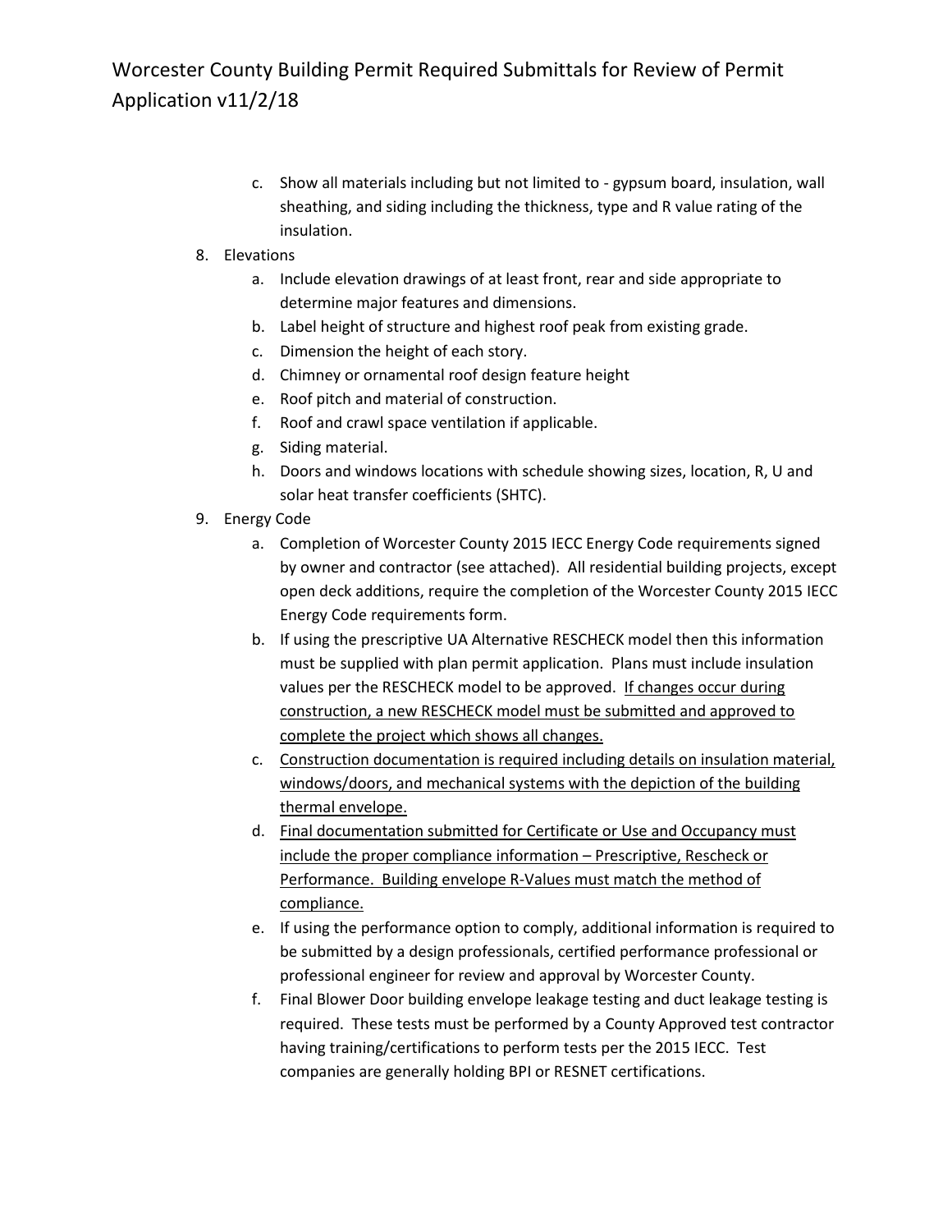c. Show all materials including but not limited to - gypsum board, insulation, wall sheathing, and siding including the thickness, type and R value rating of the insulation.

8. Elevations
   a. Include elevation drawings of at least front, rear and side appropriate to determine major features and dimensions.
   b. Label height of structure and highest roof peak from existing grade.
   c. Dimension the height of each story.
   d. Chimney or ornamental roof design feature height
   e. Roof pitch and material of construction.
   f. Roof and crawl space ventilation if applicable.
   g. Siding material.
   h. Doors and windows locations with schedule showing sizes, location, R, U and solar heat transfer coefficients (SHTC).
9. Energy Code
   a. Completion of Worcester County 2015 IECC Energy Code requirements signed by owner and contractor (see attached). All residential building projects, except open deck additions, require the completion of the Worcester County 2015 IECC Energy Code requirements form.
   b. If using the prescriptive UA Alternative RESCHECK model then this information must be supplied with plan permit application. Plans must include insulation values per the RESCHECK model to be approved. <u>If changes occur during construction, a new RESCHECK model must be submitted and approved to complete the project which shows all changes.</u>
   c. <u>Construction documentation is required including details on insulation material, windows/doors, and mechanical systems with the depiction of the building thermal envelope.</u>
   d. <u>Final documentation submitted for Certificate or Use and Occupancy must include the proper compliance information – Prescriptive, Rescheck or Performance. Building envelope R-Values must match the method of compliance.</u>
   e. If using the performance option to comply, additional information is required to be submitted by a design professionals, certified performance professional or professional engineer for review and approval by Worcester County.
   f. Final Blower Door building envelope leakage testing and duct leakage testing is required. These tests must be performed by a County Approved test contractor having training/certifications to perform tests per the 2015 IECC. Test companies are generally holding BPI or RESNET certifications.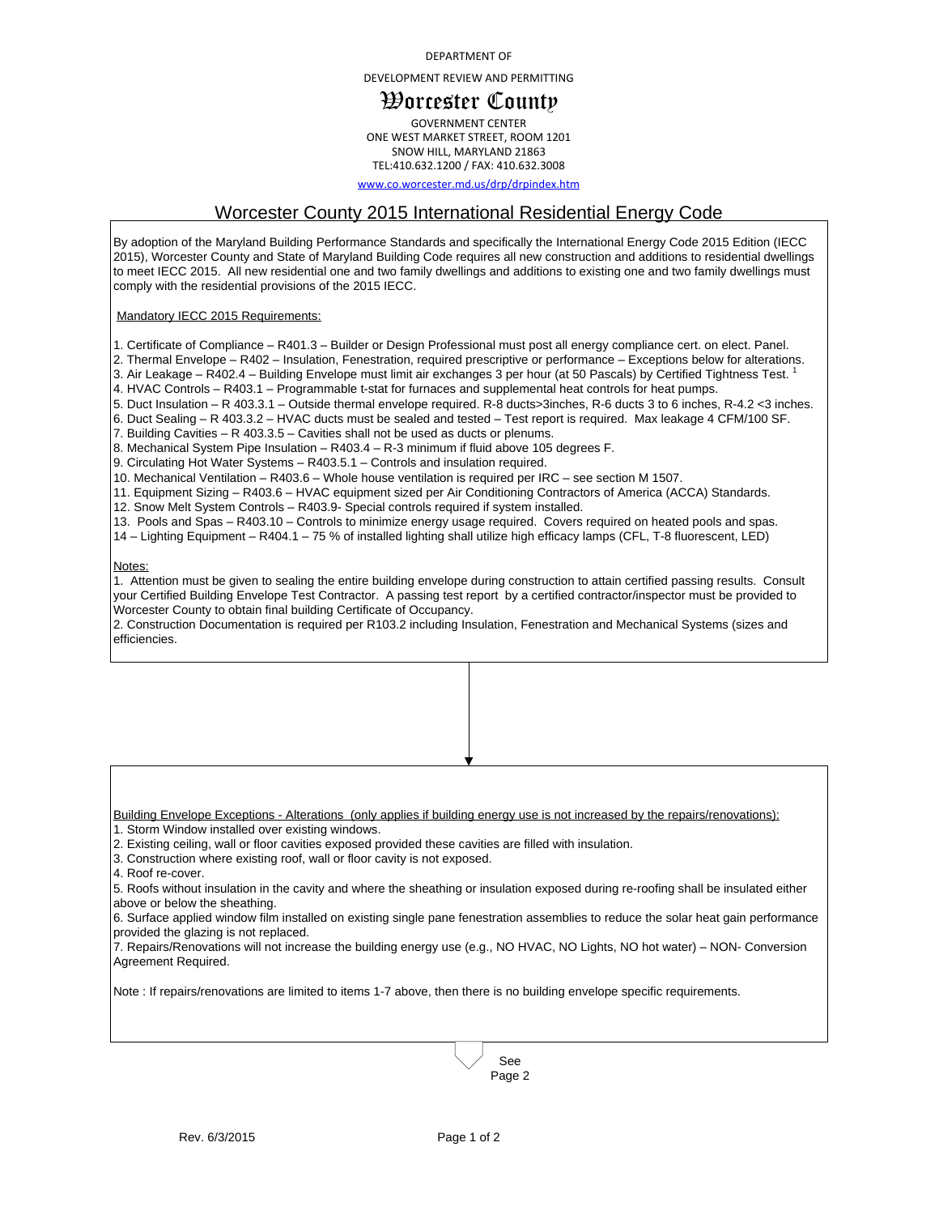DEPARTMENT OF

DEVELOPMENT REVIEW AND PERMITTING

# Worcester County

GOVERNMENT CENTER
ONE WEST MARKET STREET, ROOM 1201
SNOW HILL, MARYLAND 21863
TEL:410.632.1200 / FAX: 410.632.3008

www.co.worcester.md.us/drp/drpindex.htm

## Worcester County 2015 International Residential Energy Code

By adoption of the Maryland Building Performance Standards and specifically the International Energy Code 2015 Edition (IECC 2015), Worcester County and State of Maryland Building Code requires all new construction and additions to residential dwellings to meet IECC 2015. All new residential one and two family dwellings and additions to existing one and two family dwellings must comply with the residential provisions of the 2015 IECC.

Mandatory IECC 2015 Requirements:

1. Certificate of Compliance – R401.3 – Builder or Design Professional must post all energy compliance cert. on elect. Panel.
2. Thermal Envelope – R402 – Insulation, Fenestration, required prescriptive or performance – Exceptions below for alterations.
3. Air Leakage – R402.4 – Building Envelope must limit air exchanges 3 per hour (at 50 Pascals) by Certified Tightness Test. [1]
4. HVAC Controls – R403.1 – Programmable t-stat for furnaces and supplemental heat controls for heat pumps.
5. Duct Insulation – R 403.3.1 – Outside thermal envelope required. R-8 ducts>3inches, R-6 ducts 3 to 6 inches, R-4.2 <3 inches.
6. Duct Sealing – R 403.3.2 – HVAC ducts must be sealed and tested – Test report is required. Max leakage 4 CFM/100 SF.
7. Building Cavities – R 403.3.5 – Cavities shall not be used as ducts or plenums.
8. Mechanical System Pipe Insulation – R403.4 – R-3 minimum if fluid above 105 degrees F.
9. Circulating Hot Water Systems – R403.5.1 – Controls and insulation required.
10. Mechanical Ventilation – R403.6 – Whole house ventilation is required per IRC – see section M 1507.
11. Equipment Sizing – R403.6 – HVAC equipment sized per Air Conditioning Contractors of America (ACCA) Standards.
12. Snow Melt System Controls – R403.9- Special controls required if system installed.
13. Pools and Spas – R403.10 – Controls to minimize energy usage required. Covers required on heated pools and spas.
14 – Lighting Equipment – R404.1 – 75 % of installed lighting shall utilize high efficacy lamps (CFL, T-8 fluorescent, LED)

Notes:
1. Attention must be given to sealing the entire building envelope during construction to attain certified passing results. Consult your Certified Building Envelope Test Contractor. A passing test report by a certified contractor/inspector must be provided to Worcester County to obtain final building Certificate of Occupancy.
2. Construction Documentation is required per R103.2 including Insulation, Fenestration and Mechanical Systems (sizes and efficiencies.

Building Envelope Exceptions - Alterations (only applies if building energy use is not increased by the repairs/renovations):
1. Storm Window installed over existing windows.
2. Existing ceiling, wall or floor cavities exposed provided these cavities are filled with insulation.
3. Construction where existing roof, wall or floor cavity is not exposed.
4. Roof re-cover.
5. Roofs without insulation in the cavity and where the sheathing or insulation exposed during re-roofing shall be insulated either above or below the sheathing.
6. Surface applied window film installed on existing single pane fenestration assemblies to reduce the solar heat gain performance provided the glazing is not replaced.
7. Repairs/Renovations will not increase the building energy use (e.g., NO HVAC, NO Lights, NO hot water) – NON- Conversion Agreement Required.

Note : If repairs/renovations are limited to items 1-7 above, then there is no building envelope specific requirements.

See Page 2

Rev. 6/3/2015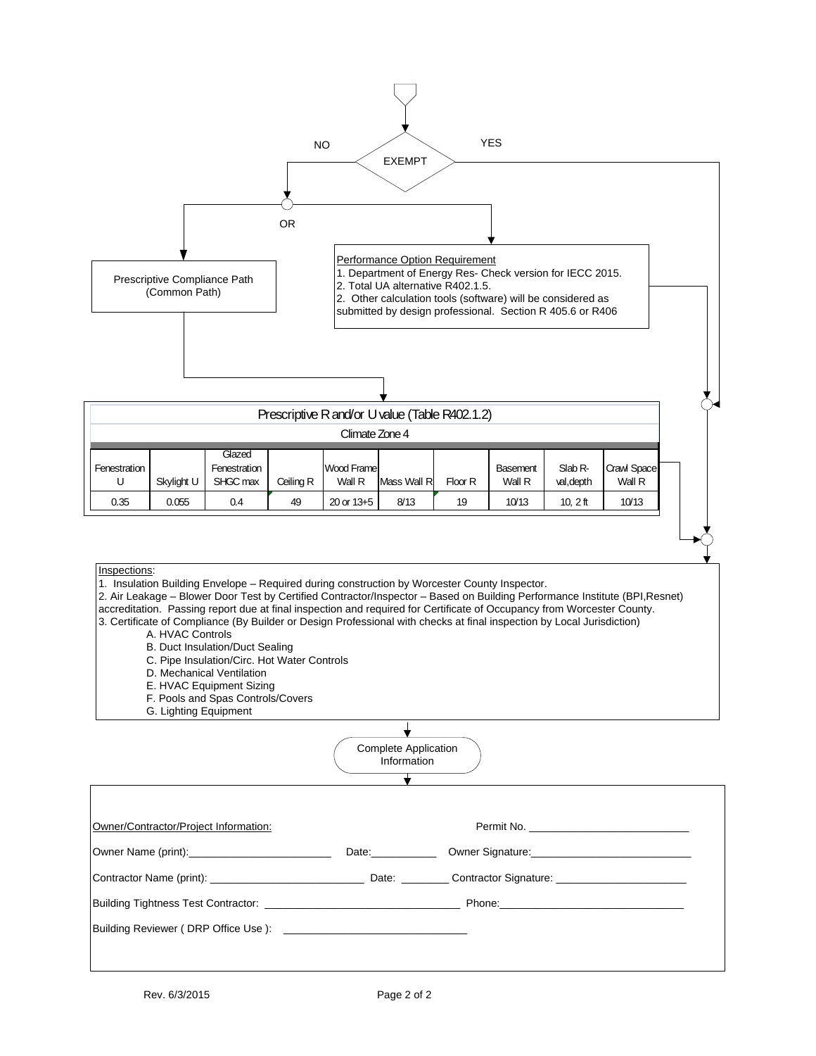EXEMPT

NO

YES

OR

Prescriptive Compliance Path (Common Path)

Performance Option Requirement
1. Department of Energy Res- Check version for IECC 2015.
2. Total UA alternative R402.1.5.
2. Other calculation tools (software) will be considered as submitted by design professional. Section R 405.6 or R406

| Prescriptive R and/or U value (Table R402.1.2) | | | | | | | | | |
|---|---|---|---|---|---|---|---|---|---|
| Climate Zone 4 | | | | | | | | | |
| Fenestration U | Skylight U | Glazed Fenestration SHGC max | Ceiling R | Wood Frame Wall R | Mass Wall R | Floor R | Basement Wall R | Slab R-val,depth | Crawl Space Wall R |
| 0.35 | 0.055 | 0.4 | 49 | 20 or 13+5 | 8/13 | 19 | 10/13 | 10, 2 ft | 10/13 |

Inspections:

1. Insulation Building Envelope – Required during construction by Worcester County Inspector.
2. Air Leakage – Blower Door Test by Certified Contractor/Inspector – Based on Building Performance Institute (BPI,Resnet) accreditation. Passing report due at final inspection and required for Certificate of Occupancy from Worcester County.
3. Certificate of Compliance (By Builder or Design Professional with checks at final inspection by Local Jurisdiction)
   - A. HVAC Controls
   - B. Duct Insulation/Duct Sealing
   - C. Pipe Insulation/Circ. Hot Water Controls
   - D. Mechanical Ventilation
   - E. HVAC Equipment Sizing
   - F. Pools and Spas Controls/Covers
   - G. Lighting Equipment

Complete Application Information

Owner/Contractor/Project Information: Permit No. ____________________

Owner Name (print):____________________ Date:__________ Owner Signature:____________________

Contractor Name (print): ____________________ Date: ________ Contractor Signature: ____________________

Building Tightness Test Contractor: ____________________ Phone:____________________

Building Reviewer ( DRP Office Use ): ____________________

Rev. 6/3/2015